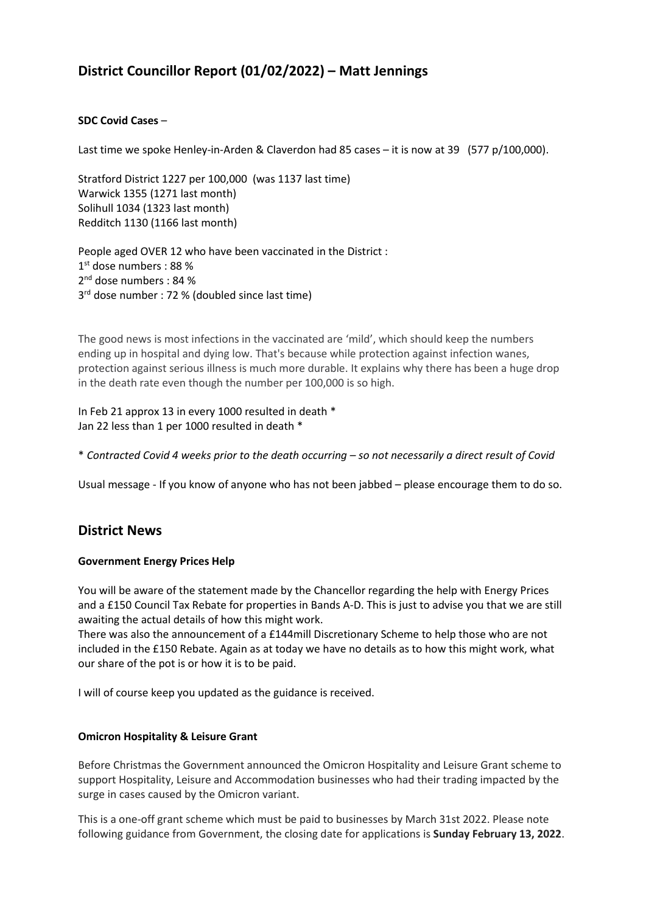# District Councillor Report (01/02/2022) – Matt Jennings

**SDC Covid Cases** –

Last time we spoke Henley-in-Arden & Claverdon had 85 cases – it is now at 39 (577 p/100,000).

Stratford District 1227 per 100,000 (was 1137 last time)
Warwick 1355 (1271 last month)
Solihull 1034 (1323 last month)
Redditch 1130 (1166 last month)

People aged OVER 12 who have been vaccinated in the District :
1st dose numbers : 88 %
2nd dose numbers : 84 %
3rd dose number : 72 % (doubled since last time)

The good news is most infections in the vaccinated are 'mild', which should keep the numbers ending up in hospital and dying low. That's because while protection against infection wanes, protection against serious illness is much more durable. It explains why there has been a huge drop in the death rate even though the number per 100,000 is so high.

In Feb 21 approx 13 in every 1000 resulted in death *
Jan 22 less than 1 per 1000 resulted in death *

* *Contracted Covid 4 weeks prior to the death occurring – so not necessarily a direct result of Covid*

Usual message - If you know of anyone who has not been jabbed – please encourage them to do so.

## District News

**Government Energy Prices Help**

You will be aware of the statement made by the Chancellor regarding the help with Energy Prices and a £150 Council Tax Rebate for properties in Bands A-D. This is just to advise you that we are still awaiting the actual details of how this might work.
There was also the announcement of a £144mill Discretionary Scheme to help those who are not included in the £150 Rebate. Again as at today we have no details as to how this might work, what our share of the pot is or how it is to be paid.

I will of course keep you updated as the guidance is received.

**Omicron Hospitality & Leisure Grant**

Before Christmas the Government announced the Omicron Hospitality and Leisure Grant scheme to support Hospitality, Leisure and Accommodation businesses who had their trading impacted by the surge in cases caused by the Omicron variant.

This is a one-off grant scheme which must be paid to businesses by March 31st 2022. Please note following guidance from Government, the closing date for applications is **Sunday February 13, 2022**.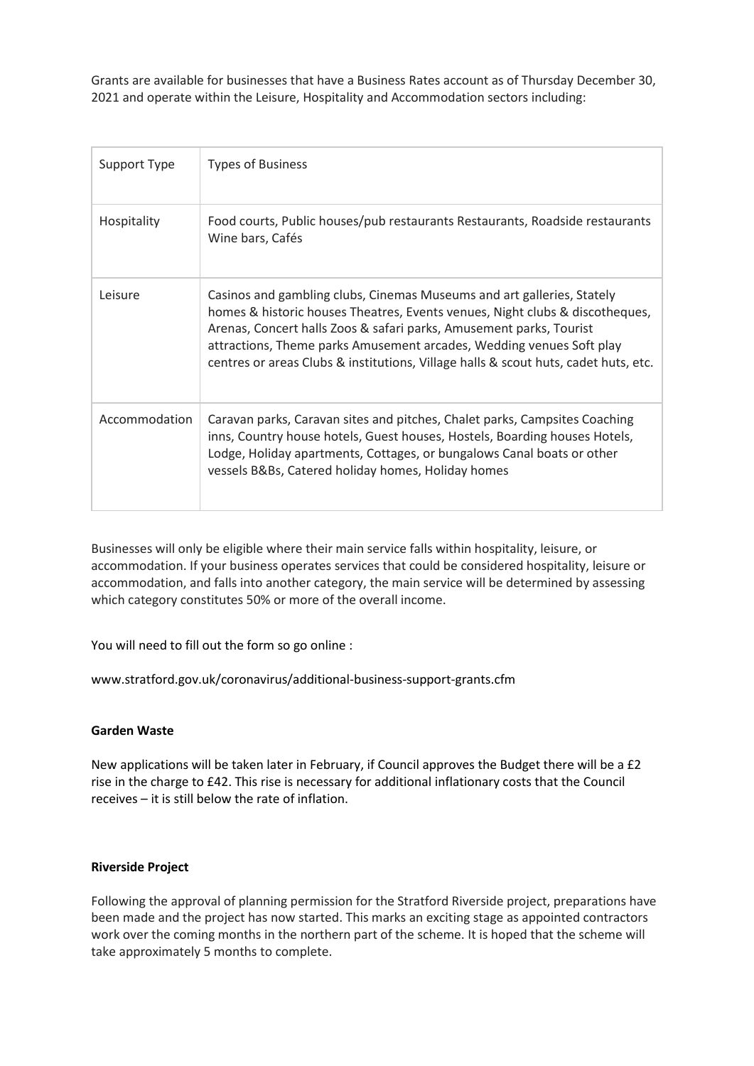Grants are available for businesses that have a Business Rates account as of Thursday December 30, 2021 and operate within the Leisure, Hospitality and Accommodation sectors including:

| Support Type | Types of Business |
|---|---|
| Hospitality | Food courts, Public houses/pub restaurants Restaurants, Roadside restaurants Wine bars, Cafés |
| Leisure | Casinos and gambling clubs, Cinemas Museums and art galleries, Stately homes & historic houses Theatres, Events venues, Night clubs & discotheques, Arenas, Concert halls Zoos & safari parks, Amusement parks, Tourist attractions, Theme parks Amusement arcades, Wedding venues Soft play centres or areas Clubs & institutions, Village halls & scout huts, cadet huts, etc. |
| Accommodation | Caravan parks, Caravan sites and pitches, Chalet parks, Campsites Coaching inns, Country house hotels, Guest houses, Hostels, Boarding houses Hotels, Lodge, Holiday apartments, Cottages, or bungalows Canal boats or other vessels B&Bs, Catered holiday homes, Holiday homes |

Businesses will only be eligible where their main service falls within hospitality, leisure, or accommodation. If your business operates services that could be considered hospitality, leisure or accommodation, and falls into another category, the main service will be determined by assessing which category constitutes 50% or more of the overall income.

You will need to fill out the form so go online :

www.stratford.gov.uk/coronavirus/additional-business-support-grants.cfm

**Garden Waste**

New applications will be taken later in February, if Council approves the Budget there will be a £2 rise in the charge to £42. This rise is necessary for additional inflationary costs that the Council receives – it is still below the rate of inflation.

**Riverside Project**

Following the approval of planning permission for the Stratford Riverside project, preparations have been made and the project has now started. This marks an exciting stage as appointed contractors work over the coming months in the northern part of the scheme. It is hoped that the scheme will take approximately 5 months to complete.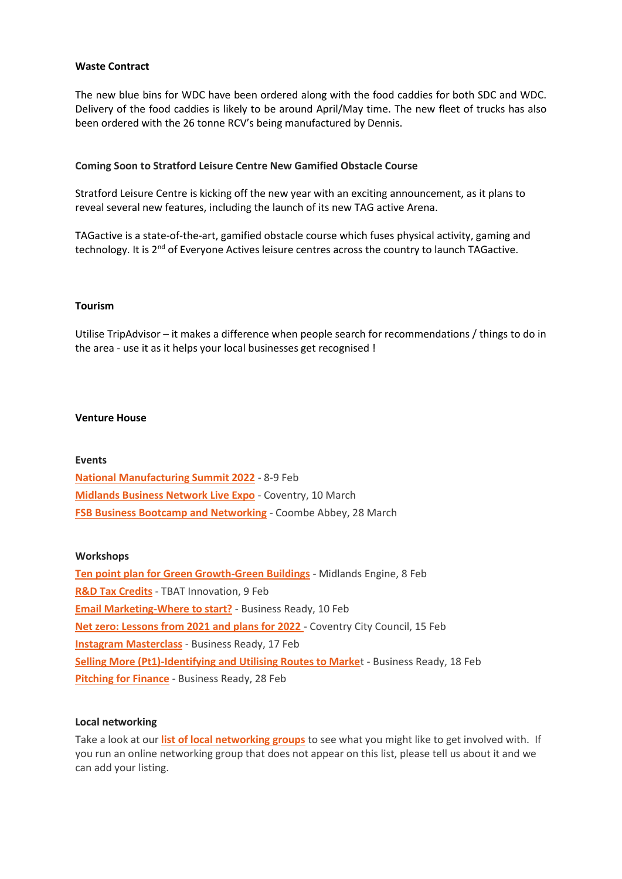**Waste Contract**

The new blue bins for WDC have been ordered along with the food caddies for both SDC and WDC. Delivery of the food caddies is likely to be around April/May time. The new fleet of trucks has also been ordered with the 26 tonne RCV's being manufactured by Dennis.

**Coming Soon to Stratford Leisure Centre New Gamified Obstacle Course**

Stratford Leisure Centre is kicking off the new year with an exciting announcement, as it plans to reveal several new features, including the launch of its new TAG active Arena.

TAGactive is a state-of-the-art, gamified obstacle course which fuses physical activity, gaming and technology. It is 2nd of Everyone Actives leisure centres across the country to launch TAGactive.

**Tourism**

Utilise TripAdvisor – it makes a difference when people search for recommendations / things to do in the area - use it as it helps your local businesses get recognised !

**Venture House**

**Events**

**National Manufacturing Summit 2022** - 8-9 Feb
**Midlands Business Network Live Expo** - Coventry, 10 March
**FSB Business Bootcamp and Networking** - Coombe Abbey, 28 March

**Workshops**

**Ten point plan for Green Growth-Green Buildings** - Midlands Engine, 8 Feb
**R&D Tax Credits** - TBAT Innovation, 9 Feb
**Email Marketing-Where to start?** - Business Ready, 10 Feb
**Net zero: Lessons from 2021 and plans for 2022** - Coventry City Council, 15 Feb
**Instagram Masterclass** - Business Ready, 17 Feb
**Selling More (Pt1)-Identifying and Utilising Routes to Market** - Business Ready, 18 Feb
**Pitching for Finance** - Business Ready, 28 Feb

**Local networking**

Take a look at our **list of local networking groups** to see what you might like to get involved with. If you run an online networking group that does not appear on this list, please tell us about it and we can add your listing.